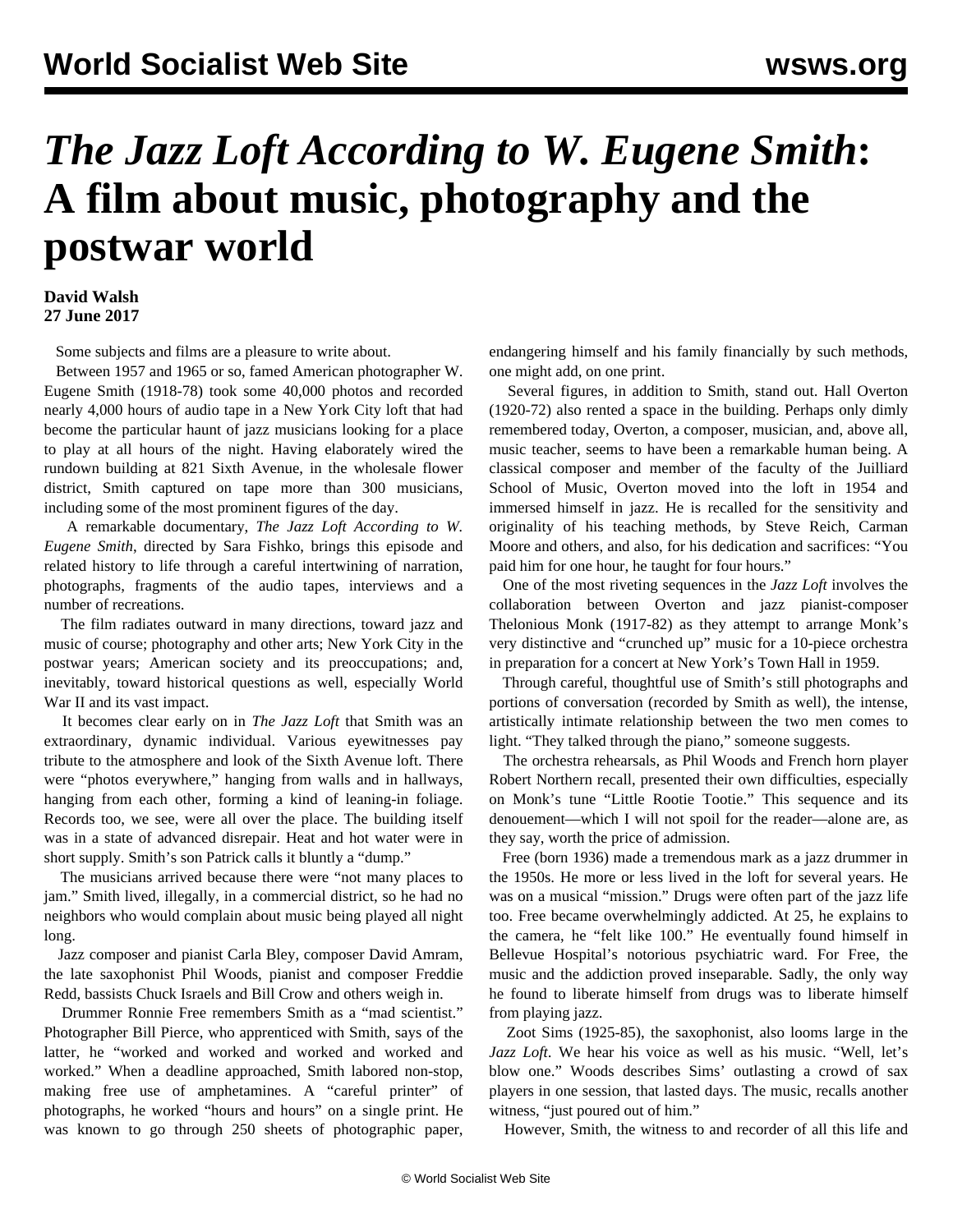# *The Jazz Loft According to W. Eugene Smith*: A film about music, photography and the postwar world

**David Walsh**
**27 June 2017**

Some subjects and films are a pleasure to write about.

Between 1957 and 1965 or so, famed American photographer W. Eugene Smith (1918-78) took some 40,000 photos and recorded nearly 4,000 hours of audio tape in a New York City loft that had become the particular haunt of jazz musicians looking for a place to play at all hours of the night. Having elaborately wired the rundown building at 821 Sixth Avenue, in the wholesale flower district, Smith captured on tape more than 300 musicians, including some of the most prominent figures of the day.

A remarkable documentary, *The Jazz Loft According to W. Eugene Smith*, directed by Sara Fishko, brings this episode and related history to life through a careful intertwining of narration, photographs, fragments of the audio tapes, interviews and a number of recreations.

The film radiates outward in many directions, toward jazz and music of course; photography and other arts; New York City in the postwar years; American society and its preoccupations; and, inevitably, toward historical questions as well, especially World War II and its vast impact.

It becomes clear early on in *The Jazz Loft* that Smith was an extraordinary, dynamic individual. Various eyewitnesses pay tribute to the atmosphere and look of the Sixth Avenue loft. There were "photos everywhere," hanging from walls and in hallways, hanging from each other, forming a kind of leaning-in foliage. Records too, we see, were all over the place. The building itself was in a state of advanced disrepair. Heat and hot water were in short supply. Smith's son Patrick calls it bluntly a "dump."

The musicians arrived because there were "not many places to jam." Smith lived, illegally, in a commercial district, so he had no neighbors who would complain about music being played all night long.

Jazz composer and pianist Carla Bley, composer David Amram, the late saxophonist Phil Woods, pianist and composer Freddie Redd, bassists Chuck Israels and Bill Crow and others weigh in.

Drummer Ronnie Free remembers Smith as a "mad scientist." Photographer Bill Pierce, who apprenticed with Smith, says of the latter, he "worked and worked and worked and worked and worked." When a deadline approached, Smith labored non-stop, making free use of amphetamines. A "careful printer" of photographs, he worked "hours and hours" on a single print. He was known to go through 250 sheets of photographic paper, endangering himself and his family financially by such methods, one might add, on one print.

Several figures, in addition to Smith, stand out. Hall Overton (1920-72) also rented a space in the building. Perhaps only dimly remembered today, Overton, a composer, musician, and, above all, music teacher, seems to have been a remarkable human being. A classical composer and member of the faculty of the Juilliard School of Music, Overton moved into the loft in 1954 and immersed himself in jazz. He is recalled for the sensitivity and originality of his teaching methods, by Steve Reich, Carman Moore and others, and also, for his dedication and sacrifices: "You paid him for one hour, he taught for four hours."

One of the most riveting sequences in the *Jazz Loft* involves the collaboration between Overton and jazz pianist-composer Thelonious Monk (1917-82) as they attempt to arrange Monk's very distinctive and "crunched up" music for a 10-piece orchestra in preparation for a concert at New York's Town Hall in 1959.

Through careful, thoughtful use of Smith's still photographs and portions of conversation (recorded by Smith as well), the intense, artistically intimate relationship between the two men comes to light. "They talked through the piano," someone suggests.

The orchestra rehearsals, as Phil Woods and French horn player Robert Northern recall, presented their own difficulties, especially on Monk's tune "Little Rootie Tootie." This sequence and its denouement—which I will not spoil for the reader—alone are, as they say, worth the price of admission.

Free (born 1936) made a tremendous mark as a jazz drummer in the 1950s. He more or less lived in the loft for several years. He was on a musical "mission." Drugs were often part of the jazz life too. Free became overwhelmingly addicted. At 25, he explains to the camera, he "felt like 100." He eventually found himself in Bellevue Hospital's notorious psychiatric ward. For Free, the music and the addiction proved inseparable. Sadly, the only way he found to liberate himself from drugs was to liberate himself from playing jazz.

Zoot Sims (1925-85), the saxophonist, also looms large in the *Jazz Loft*. We hear his voice as well as his music. "Well, let's blow one." Woods describes Sims' outlasting a crowd of sax players in one session, that lasted days. The music, recalls another witness, "just poured out of him."

However, Smith, the witness to and recorder of all this life and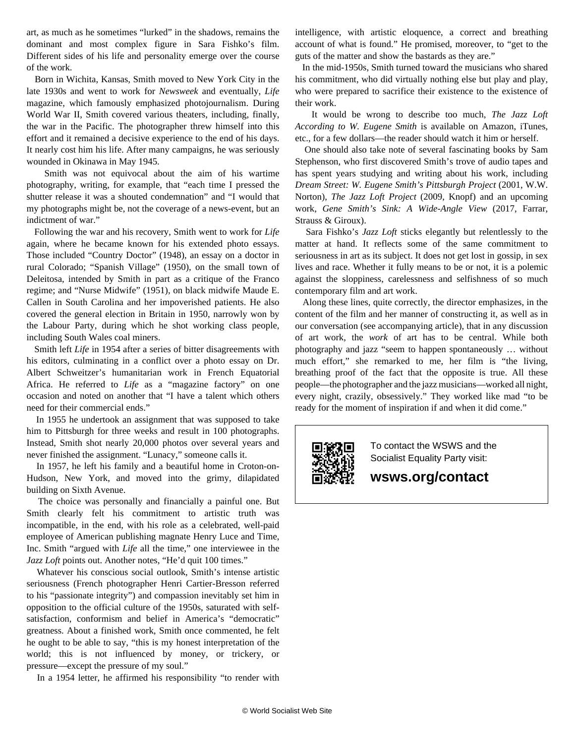art, as much as he sometimes "lurked" in the shadows, remains the dominant and most complex figure in Sara Fishko's film. Different sides of his life and personality emerge over the course of the work.

Born in Wichita, Kansas, Smith moved to New York City in the late 1930s and went to work for *Newsweek* and eventually, *Life* magazine, which famously emphasized photojournalism. During World War II, Smith covered various theaters, including, finally, the war in the Pacific. The photographer threw himself into this effort and it remained a decisive experience to the end of his days. It nearly cost him his life. After many campaigns, he was seriously wounded in Okinawa in May 1945.

Smith was not equivocal about the aim of his wartime photography, writing, for example, that "each time I pressed the shutter release it was a shouted condemnation" and "I would that my photographs might be, not the coverage of a news-event, but an indictment of war."

Following the war and his recovery, Smith went to work for *Life* again, where he became known for his extended photo essays. Those included "Country Doctor" (1948), an essay on a doctor in rural Colorado; "Spanish Village" (1950), on the small town of Deleitosa, intended by Smith in part as a critique of the Franco regime; and "Nurse Midwife" (1951), on black midwife Maude E. Callen in South Carolina and her impoverished patients. He also covered the general election in Britain in 1950, narrowly won by the Labour Party, during which he shot working class people, including South Wales coal miners.

Smith left *Life* in 1954 after a series of bitter disagreements with his editors, culminating in a conflict over a photo essay on Dr. Albert Schweitzer's humanitarian work in French Equatorial Africa. He referred to *Life* as a "magazine factory" on one occasion and noted on another that "I have a talent which others need for their commercial ends."

In 1955 he undertook an assignment that was supposed to take him to Pittsburgh for three weeks and result in 100 photographs. Instead, Smith shot nearly 20,000 photos over several years and never finished the assignment. "Lunacy," someone calls it.

In 1957, he left his family and a beautiful home in Croton-on-Hudson, New York, and moved into the grimy, dilapidated building on Sixth Avenue.

The choice was personally and financially a painful one. But Smith clearly felt his commitment to artistic truth was incompatible, in the end, with his role as a celebrated, well-paid employee of American publishing magnate Henry Luce and Time, Inc. Smith "argued with *Life* all the time," one interviewee in the *Jazz Loft* points out. Another notes, "He'd quit 100 times."

Whatever his conscious social outlook, Smith's intense artistic seriousness (French photographer Henri Cartier-Bresson referred to his "passionate integrity") and compassion inevitably set him in opposition to the official culture of the 1950s, saturated with self-satisfaction, conformism and belief in America's "democratic" greatness. About a finished work, Smith once commented, he felt he ought to be able to say, "this is my honest interpretation of the world; this is not influenced by money, or trickery, or pressure—except the pressure of my soul."

In a 1954 letter, he affirmed his responsibility "to render with intelligence, with artistic eloquence, a correct and breathing account of what is found." He promised, moreover, to "get to the guts of the matter and show the bastards as they are."

In the mid-1950s, Smith turned toward the musicians who shared his commitment, who did virtually nothing else but play and play, who were prepared to sacrifice their existence to the existence of their work.

It would be wrong to describe too much, *The Jazz Loft According to W. Eugene Smith* is available on Amazon, iTunes, etc., for a few dollars—the reader should watch it him or herself.

One should also take note of several fascinating books by Sam Stephenson, who first discovered Smith's trove of audio tapes and has spent years studying and writing about his work, including *Dream Street: W. Eugene Smith's Pittsburgh Project* (2001, W.W. Norton), *The Jazz Loft Project* (2009, Knopf) and an upcoming work, *Gene Smith's Sink: A Wide-Angle View* (2017, Farrar, Strauss & Giroux).

Sara Fishko's *Jazz Loft* sticks elegantly but relentlessly to the matter at hand. It reflects some of the same commitment to seriousness in art as its subject. It does not get lost in gossip, in sex lives and race. Whether it fully means to be or not, it is a polemic against the sloppiness, carelessness and selfishness of so much contemporary film and art work.

Along these lines, quite correctly, the director emphasizes, in the content of the film and her manner of constructing it, as well as in our conversation (see accompanying article), that in any discussion of art work, the *work* of art has to be central. While both photography and jazz "seem to happen spontaneously … without much effort," she remarked to me, her film is "the living, breathing proof of the fact that the opposite is true. All these people—the photographer and the jazz musicians—worked all night, every night, crazily, obsessively." They worked like mad "to be ready for the moment of inspiration if and when it did come."

To contact the WSWS and the Socialist Equality Party visit:

**wsws.org/contact**